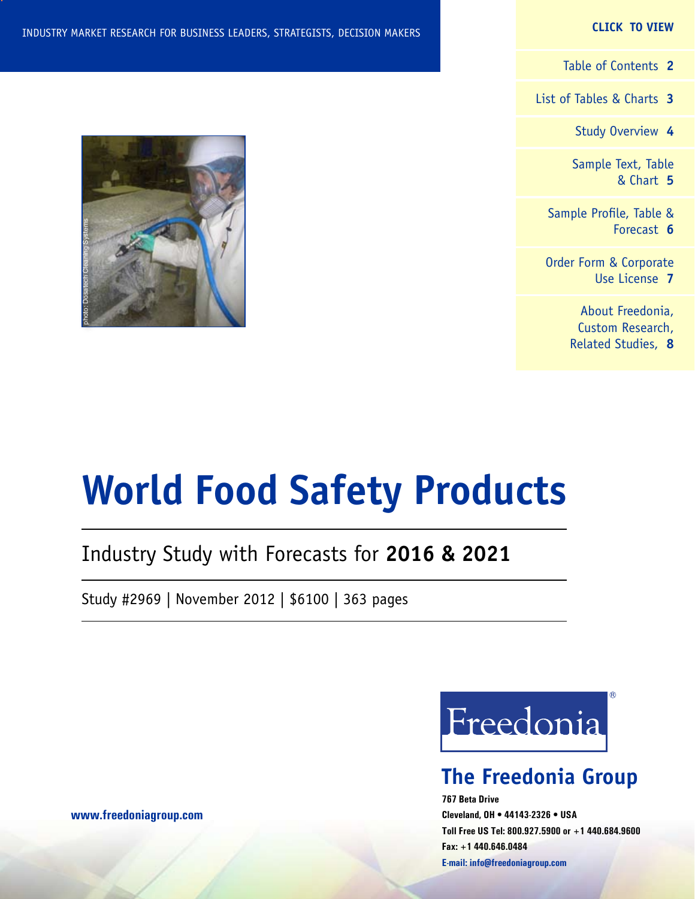INDUSTRY MARKET RESEARCH FOR BUSINESS LEADERS, STRATEGISTS, DECISION MAKERS

**CLICK TO VIEW**

- Table of Contents **2**
- List of Tables & Charts **3**
- Study Overview **4**
- Sample Text, Table & Chart **5**
- Sample Profile, Table & Forecast **6**
- Order Form & Corporate Use License **7**
- About Freedonia, Custom Research, Related Studies, **8**

photo: Dosatech Cleaning Systems

# World Food Safety Products

## Industry Study with Forecasts for **2016 & 2021**

Study #2969 | November 2012 | $6100 | 363 pages

Freedonia®

**The Freedonia Group**

**767 Beta Drive**
**Cleveland, OH • 44143-2326 • USA**
**Toll Free US Tel: 800.927.5900 or +1 440.684.9600**
**Fax: +1 440.646.0484**
**E-mail: info@freedoniagroup.com**

**www.freedoniagroup.com**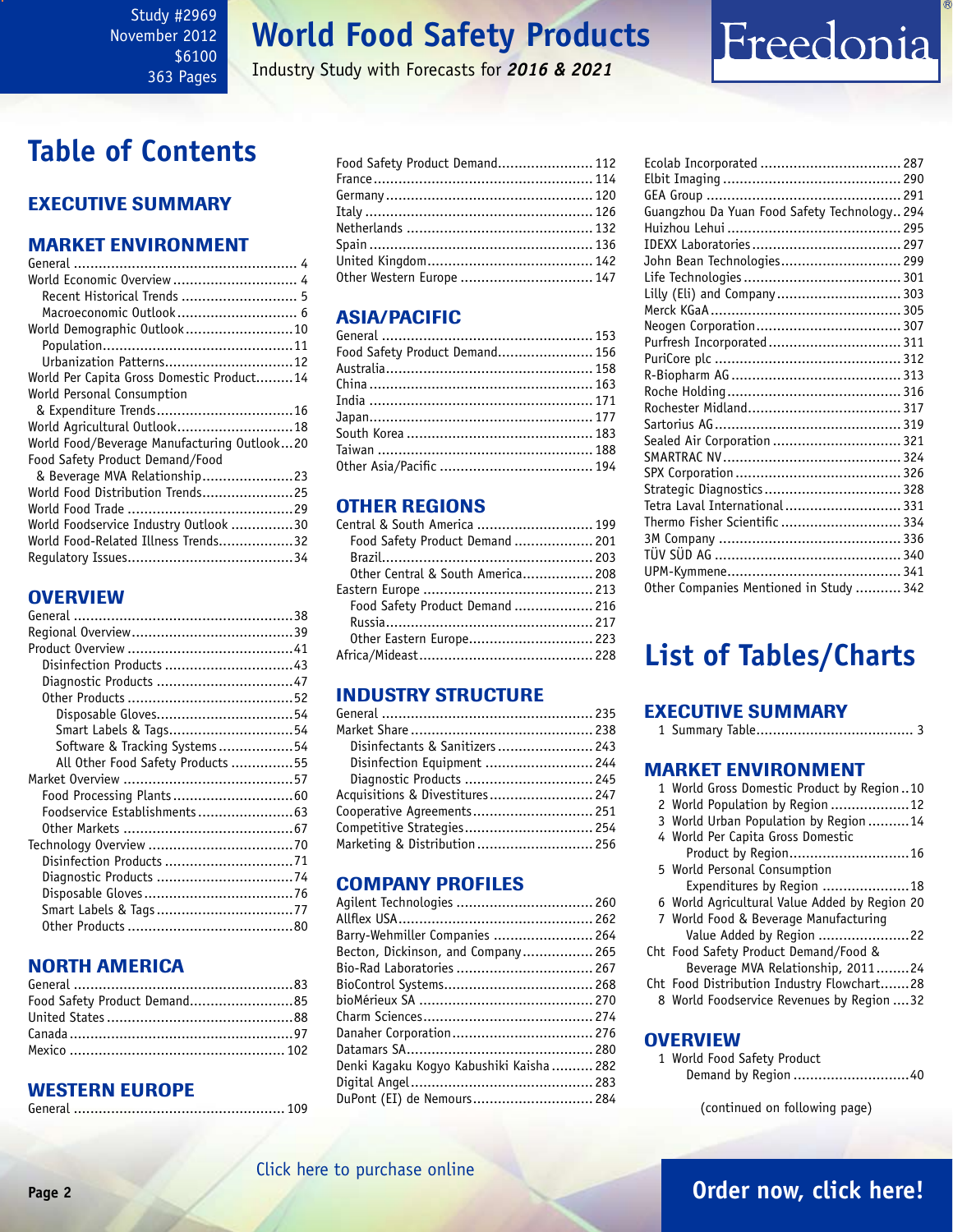# Table of Contents

## EXECUTIVE SUMMARY

## MARKET ENVIRONMENT

- General ........ 4
- World Economic Overview ........ 4
  - Recent Historical Trends ........ 5
  - Macroeconomic Outlook ........ 6
- World Demographic Outlook ........ 10
  - Population ........ 11
  - Urbanization Patterns ........ 12
- World Per Capita Gross Domestic Product ........ 14
- World Personal Consumption & Expenditure Trends ........ 16
- World Agricultural Outlook ........ 18
- World Food/Beverage Manufacturing Outlook ... 20
- Food Safety Product Demand/Food & Beverage MVA Relationship ........ 23
- World Food Distribution Trends ........ 25
- World Food Trade ........ 29
- World Foodservice Industry Outlook ........ 30
- World Food-Related Illness Trends ........ 32
- Regulatory Issues ........ 34

## OVERVIEW

- General ........ 38
- Regional Overview ........ 39
- Product Overview ........ 41
  - Disinfection Products ........ 43
  - Diagnostic Products ........ 47
  - Other Products ........ 52
    - Disposable Gloves ........ 54
    - Smart Labels & Tags ........ 54
    - Software & Tracking Systems ........ 54
    - All Other Food Safety Products ........ 55
- Market Overview ........ 57
  - Food Processing Plants ........ 60
  - Foodservice Establishments ........ 63
  - Other Markets ........ 67
- Technology Overview ........ 70
  - Disinfection Products ........ 71
  - Diagnostic Products ........ 74
  - Disposable Gloves ........ 76
  - Smart Labels & Tags ........ 77
  - Other Products ........ 80

## NORTH AMERICA

- General ........ 83
- Food Safety Product Demand ........ 85
- United States ........ 88
- Canada ........ 97
- Mexico ........ 102

## WESTERN EUROPE

- General ........ 109
- Food Safety Product Demand ........ 112
- France ........ 114
- Germany ........ 120
- Italy ........ 126
- Netherlands ........ 132
- Spain ........ 136
- United Kingdom ........ 142
- Other Western Europe ........ 147

## ASIA/PACIFIC

- General ........ 153
- Food Safety Product Demand ........ 156
- Australia ........ 158
- China ........ 163
- India ........ 171
- Japan ........ 177
- South Korea ........ 183
- Taiwan ........ 188
- Other Asia/Pacific ........ 194

## OTHER REGIONS

- Central & South America ........ 199
  - Food Safety Product Demand ........ 201
  - Brazil ........ 203
  - Other Central & South America ........ 208
- Eastern Europe ........ 213
  - Food Safety Product Demand ........ 216
  - Russia ........ 217
  - Other Eastern Europe ........ 223
- Africa/Mideast ........ 228

## INDUSTRY STRUCTURE

- General ........ 235
- Market Share ........ 238
  - Disinfectants & Sanitizers ........ 243
  - Disinfection Equipment ........ 244
  - Diagnostic Products ........ 245
- Acquisitions & Divestitures ........ 247
- Cooperative Agreements ........ 251
- Competitive Strategies ........ 254
- Marketing & Distribution ........ 256

## COMPANY PROFILES

- Agilent Technologies ........ 260
- Allflex USA ........ 262
- Barry-Wehmiller Companies ........ 264
- Becton, Dickinson, and Company ........ 265
- Bio-Rad Laboratories ........ 267
- BioControl Systems ........ 268
- bioMérieux SA ........ 270
- Charm Sciences ........ 274
- Danaher Corporation ........ 276
- Datamars SA ........ 280
- Denki Kagaku Kogyo Kabushiki Kaisha ........ 282
- Digital Angel ........ 283
- DuPont (EI) de Nemours ........ 284
- Ecolab Incorporated ........ 287
- Elbit Imaging ........ 290
- GEA Group ........ 291
- Guangzhou Da Yuan Food Safety Technology .. 294
- Huizhou Lehui ........ 295
- IDEXX Laboratories ........ 297
- John Bean Technologies ........ 299
- Life Technologies ........ 301
- Lilly (Eli) and Company ........ 303
- Merck KGaA ........ 305
- Neogen Corporation ........ 307
- Purfresh Incorporated ........ 311
- PuriCore plc ........ 312
- R-Biopharm AG ........ 313
- Roche Holding ........ 316
- Rochester Midland ........ 317
- Sartorius AG ........ 319
- Sealed Air Corporation ........ 321
- SMARTRAC NV ........ 324
- SPX Corporation ........ 326
- Strategic Diagnostics ........ 328
- Tetra Laval International ........ 331
- Thermo Fisher Scientific ........ 334
- 3M Company ........ 336
- TÜV SÜD AG ........ 340
- UPM-Kymmene ........ 341
- Other Companies Mentioned in Study ........ 342

# List of Tables/Charts

## EXECUTIVE SUMMARY

1. Summary Table ........ 3

## MARKET ENVIRONMENT

1. World Gross Domestic Product by Region .. 10
2. World Population by Region ........ 12
3. World Urban Population by Region ........ 14
4. World Per Capita Gross Domestic Product by Region ........ 16
5. World Personal Consumption Expenditures by Region ........ 18
6. World Agricultural Value Added by Region 20
7. World Food & Beverage Manufacturing Value Added by Region ........ 22

- Cht Food Safety Product Demand/Food & Beverage MVA Relationship, 2011 ........ 24
- Cht Food Distribution Industry Flowchart ........ 28

8. World Foodservice Revenues by Region .... 32

## OVERVIEW

1. World Food Safety Product Demand by Region ........ 40

(continued on following page)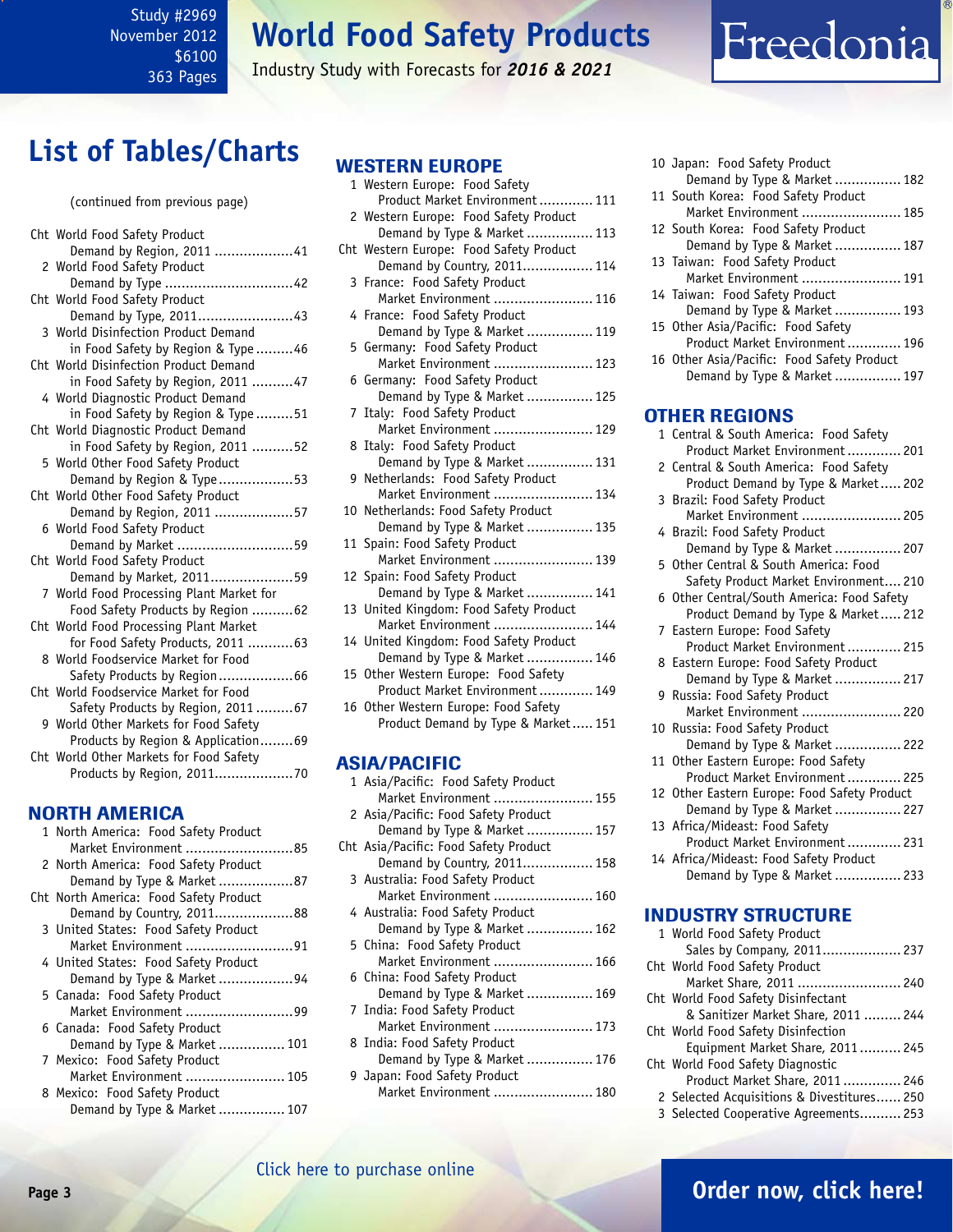# List of Tables/Charts

(continued from previous page)

Cht World Food Safety Product Demand by Region, 2011 ...................41
2 World Food Safety Product Demand by Type ...............................42
Cht World Food Safety Product Demand by Type, 2011.......................43
3 World Disinfection Product Demand in Food Safety by Region & Type .........46
Cht World Disinfection Product Demand in Food Safety by Region, 2011 ..........47
4 World Diagnostic Product Demand in Food Safety by Region & Type .........51
Cht World Diagnostic Product Demand in Food Safety by Region, 2011 ..........52
5 World Other Food Safety Product Demand by Region & Type..................53
Cht World Other Food Safety Product Demand by Region, 2011 ...................57
6 World Food Safety Product Demand by Market ............................59
Cht World Food Safety Product Demand by Market, 2011....................59
7 World Food Processing Plant Market for Food Safety Products by Region ..........62
Cht World Food Processing Plant Market for Food Safety Products, 2011 ...........63
8 World Foodservice Market for Food Safety Products by Region..................66
Cht World Foodservice Market for Food Safety Products by Region, 2011 .........67
9 World Other Markets for Food Safety Products by Region & Application........69
Cht World Other Markets for Food Safety Products by Region, 2011...................70

## NORTH AMERICA

1 North America: Food Safety Product Market Environment ..........................85
2 North America: Food Safety Product Demand by Type & Market ..................87
Cht North America: Food Safety Product Demand by Country, 2011...................88
3 United States: Food Safety Product Market Environment ..........................91
4 United States: Food Safety Product Demand by Type & Market ..................94
5 Canada: Food Safety Product Market Environment ..........................99
6 Canada: Food Safety Product Demand by Type & Market ................ 101
7 Mexico: Food Safety Product Market Environment ........................ 105
8 Mexico: Food Safety Product Demand by Type & Market ................ 107

## WESTERN EUROPE

1 Western Europe: Food Safety Product Market Environment ............. 111
2 Western Europe: Food Safety Product Demand by Type & Market ................ 113
Cht Western Europe: Food Safety Product Demand by Country, 2011................. 114
3 France: Food Safety Product Market Environment ........................ 116
4 France: Food Safety Product Demand by Type & Market ................ 119
5 Germany: Food Safety Product Market Environment ........................ 123
6 Germany: Food Safety Product Demand by Type & Market ................ 125
7 Italy: Food Safety Product Market Environment ........................ 129
8 Italy: Food Safety Product Demand by Type & Market ................ 131
9 Netherlands: Food Safety Product Market Environment ........................ 134
10 Netherlands: Food Safety Product Demand by Type & Market ................ 135
11 Spain: Food Safety Product Market Environment ........................ 139
12 Spain: Food Safety Product Demand by Type & Market ................ 141
13 United Kingdom: Food Safety Product Market Environment ........................ 144
14 United Kingdom: Food Safety Product Demand by Type & Market ................ 146
15 Other Western Europe: Food Safety Product Market Environment ............. 149
16 Other Western Europe: Food Safety Product Demand by Type & Market..... 151

## ASIA/PACIFIC

1 Asia/Pacific: Food Safety Product Market Environment ........................ 155
2 Asia/Pacific: Food Safety Product Demand by Type & Market ................ 157
Cht Asia/Pacific: Food Safety Product Demand by Country, 2011................. 158
3 Australia: Food Safety Product Market Environment ........................ 160
4 Australia: Food Safety Product Demand by Type & Market ................ 162
5 China: Food Safety Product Market Environment ........................ 166
6 China: Food Safety Product Demand by Type & Market ................ 169
7 India: Food Safety Product Market Environment ........................ 173
8 India: Food Safety Product Demand by Type & Market ................ 176
9 Japan: Food Safety Product Market Environment ........................ 180
10 Japan: Food Safety Product Demand by Type & Market ................ 182
11 South Korea: Food Safety Product Market Environment ........................ 185
12 South Korea: Food Safety Product Demand by Type & Market ................ 187
13 Taiwan: Food Safety Product Market Environment ........................ 191
14 Taiwan: Food Safety Product Demand by Type & Market ................ 193
15 Other Asia/Pacific: Food Safety Product Market Environment ............. 196
16 Other Asia/Pacific: Food Safety Product Demand by Type & Market ................ 197

## OTHER REGIONS

1 Central & South America: Food Safety Product Market Environment ............. 201
2 Central & South America: Food Safety Product Demand by Type & Market..... 202
3 Brazil: Food Safety Product Market Environment ........................ 205
4 Brazil: Food Safety Product Demand by Type & Market ................ 207
5 Other Central & South America: Food Safety Product Market Environment.... 210
6 Other Central/South America: Food Safety Product Demand by Type & Market..... 212
7 Eastern Europe: Food Safety Product Market Environment ............. 215
8 Eastern Europe: Food Safety Product Demand by Type & Market ................ 217
9 Russia: Food Safety Product Market Environment ........................ 220
10 Russia: Food Safety Product Demand by Type & Market ................ 222
11 Other Eastern Europe: Food Safety Product Market Environment ............. 225
12 Other Eastern Europe: Food Safety Product Demand by Type & Market ................ 227
13 Africa/Mideast: Food Safety Product Market Environment ............. 231
14 Africa/Mideast: Food Safety Product Demand by Type & Market ................ 233

## INDUSTRY STRUCTURE

1 World Food Safety Product Sales by Company, 2011................... 237
Cht World Food Safety Product Market Share, 2011 ......................... 240
Cht World Food Safety Disinfectant & Sanitizer Market Share, 2011 ......... 244
Cht World Food Safety Disinfection Equipment Market Share, 2011.......... 245
Cht World Food Safety Diagnostic Product Market Share, 2011 .............. 246
2 Selected Acquisitions & Divestitures...... 250
3 Selected Cooperative Agreements.......... 253

Click here to purchase online

Order now, click here!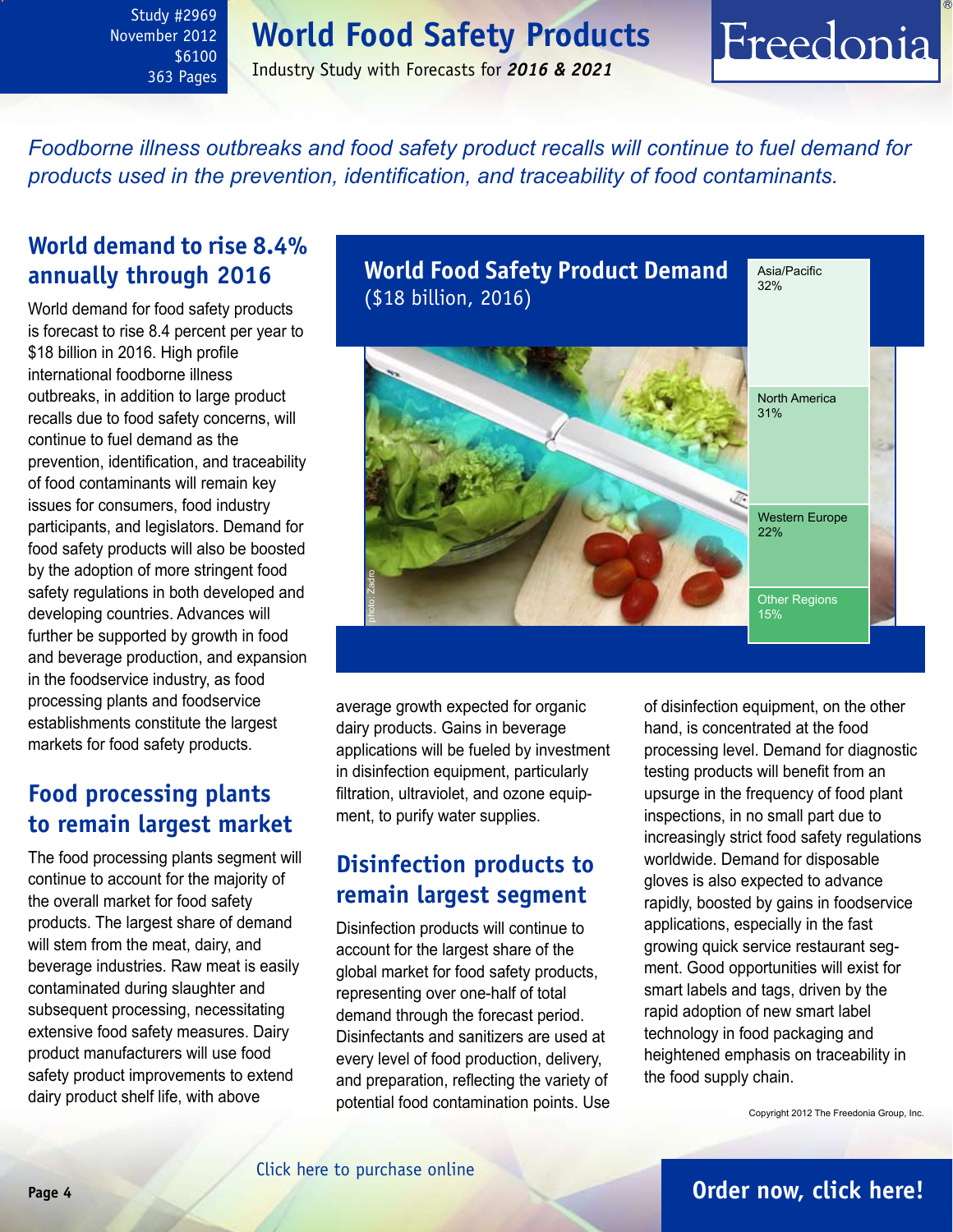# World Food Safety Products

Industry Study with Forecasts for ***2016 & 2021***

Study #2969
November 2012
$6100
363 Pages

*Foodborne illness outbreaks and food safety product recalls will continue to fuel demand for products used in the prevention, identification, and traceability of food contaminants.*

## World demand to rise 8.4% annually through 2016

World demand for food safety products is forecast to rise 8.4 percent per year to $18 billion in 2016. High profile international foodborne illness outbreaks, in addition to large product recalls due to food safety concerns, will continue to fuel demand as the prevention, identification, and traceability of food contaminants will remain key issues for consumers, food industry participants, and legislators. Demand for food safety products will also be boosted by the adoption of more stringent food safety regulations in both developed and developing countries. Advances will further be supported by growth in food and beverage production, and expansion in the foodservice industry, as food processing plants and foodservice establishments constitute the largest markets for food safety products.

## Food processing plants to remain largest market

The food processing plants segment will continue to account for the majority of the overall market for food safety products. The largest share of demand will stem from the meat, dairy, and beverage industries. Raw meat is easily contaminated during slaughter and subsequent processing, necessitating extensive food safety measures. Dairy product manufacturers will use food safety product improvements to extend dairy product shelf life, with above average growth expected for organic dairy products. Gains in beverage applications will be fueled by investment in disinfection equipment, particularly filtration, ultraviolet, and ozone equipment, to purify water supplies.

**World Food Safety Product Demand**
($18 billion, 2016)

| Region | Share |
|---|---|
| Asia/Pacific | 32% |
| North America | 31% |
| Western Europe | 22% |
| Other Regions | 15% |

photo: Zadro

## Disinfection products to remain largest segment

Disinfection products will continue to account for the largest share of the global market for food safety products, representing over one-half of total demand through the forecast period. Disinfectants and sanitizers are used at every level of food production, delivery, and preparation, reflecting the variety of potential food contamination points. Use of disinfection equipment, on the other hand, is concentrated at the food processing level. Demand for diagnostic testing products will benefit from an upsurge in the frequency of food plant inspections, in no small part due to increasingly strict food safety regulations worldwide. Demand for disposable gloves is also expected to advance rapidly, boosted by gains in foodservice applications, especially in the fast growing quick service restaurant segment. Good opportunities will exist for smart labels and tags, driven by the rapid adoption of new smart label technology in food packaging and heightened emphasis on traceability in the food supply chain.

Copyright 2012 The Freedonia Group, Inc.

Click here to purchase online

**Order now, click here!**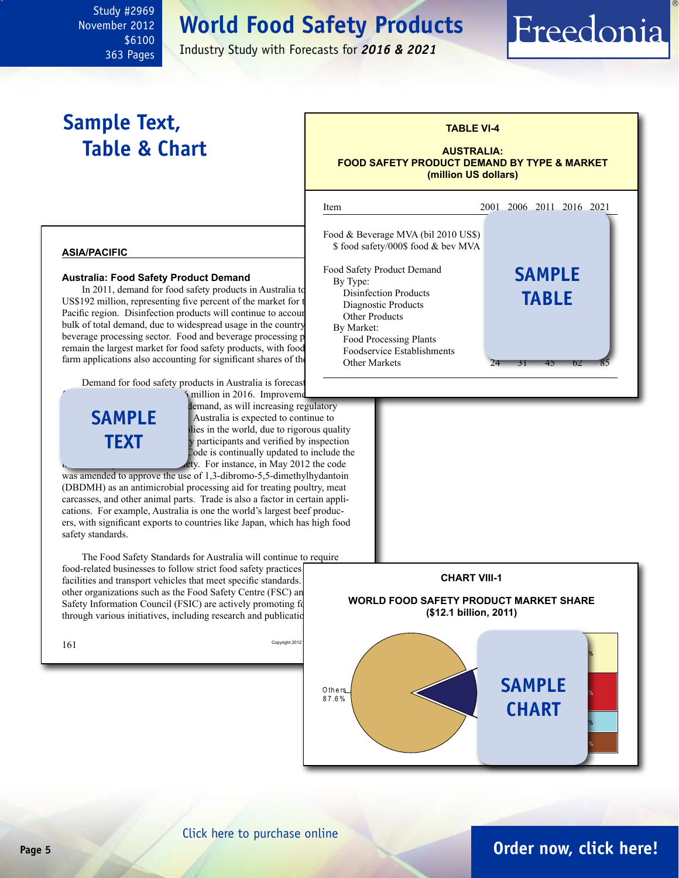Study #2969
November 2012
$6100
363 Pages

# World Food Safety Products

Industry Study with Forecasts for ***2016 & 2021***

## Sample Text, Table & Chart

**TABLE VI-4**

**AUSTRALIA: FOOD SAFETY PRODUCT DEMAND BY TYPE & MARKET (million US dollars)**

| Item | 2001 | 2006 | 2011 | 2016 | 2021 |
|---|---|---|---|---|---|
| Food & Beverage MVA (bil 2010 US$) | | | | | |
| $ food safety/000$ food & bev MVA | | | | | |
| Food Safety Product Demand | | | | | |
| By Type: | | | | | |
| Disinfection Products | | | | | |
| Diagnostic Products | | | | | |
| Other Products | | | | | |
| By Market: | | | | | |
| Food Processing Plants | | | | | |
| Foodservice Establishments | | | | | |
| Other Markets | 24 | 31 | 45 | 62 | 85 |

SAMPLE TABLE

**ASIA/PACIFIC**

**Australia: Food Safety Product Demand**

In 2011, demand for food safety products in Australia to US$192 million, representing five percent of the market for t Pacific region. Disinfection products will continue to accour bulk of total demand, due to widespread usage in the country beverage processing sector. Food and beverage processing p remain the largest market for food safety products, with food farm applications also accounting for significant shares of th

Demand for food safety products in Australia is forecast million in 2016. Improveme demand, as will increasing regulatory Australia is expected to continue to lies in the world, due to rigorous quality y participants and verified by inspection Code is continually updated to include the ety. For instance, in May 2012 the code was amended to approve the use of 1,3-dibromo-5,5-dimethylhydantoin (DBDMH) as an antimicrobial processing aid for treating poultry, meat carcasses, and other animal parts. Trade is also a factor in certain applications. For example, Australia is one the world's largest beef producers, with significant exports to countries like Japan, which has high food safety standards.

SAMPLE TEXT

The Food Safety Standards for Australia will continue to require food-related businesses to follow strict food safety practices facilities and transport vehicles that meet specific standards. other organizations such as the Food Safety Centre (FSC) an Safety Information Council (FSIC) are actively promoting fo through various initiatives, including research and publicatio

161

**CHART VIII-1**

**WORLD FOOD SAFETY PRODUCT MARKET SHARE ($12.1 billion, 2011)**

Others 87.6%

SAMPLE CHART

Click here to purchase online

Order now, click here!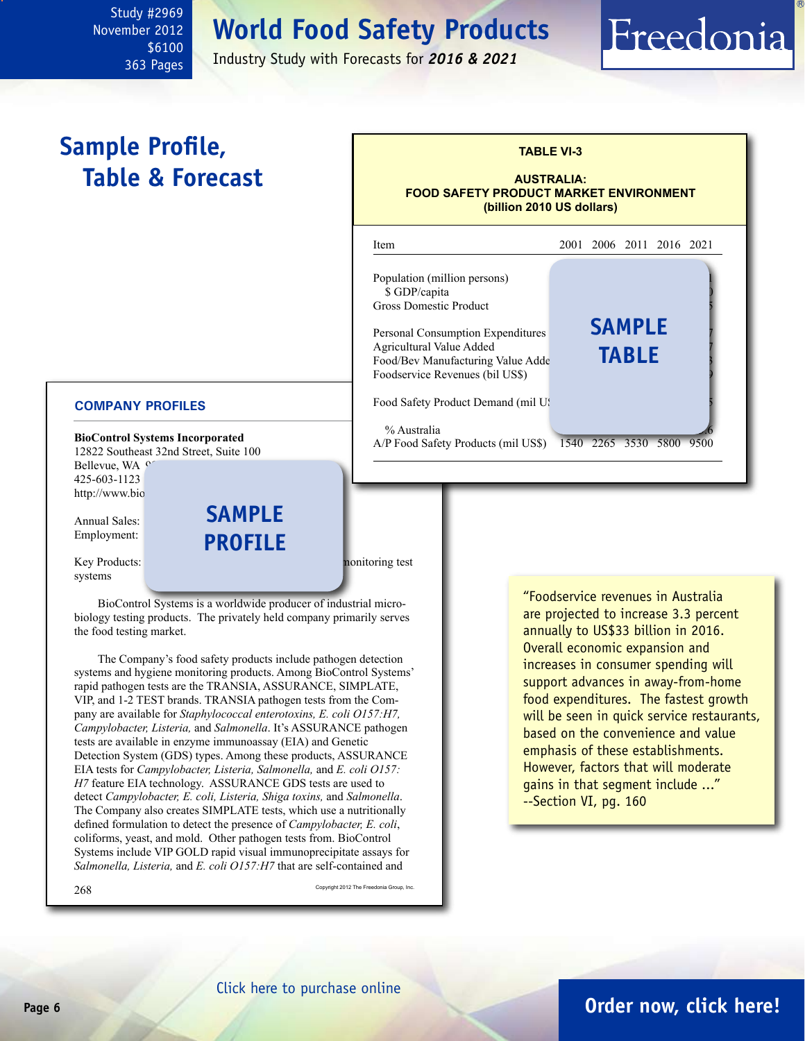# World Food Safety Products

Industry Study with Forecasts for ***2016 & 2021***

Study #2969
November 2012
$6100
363 Pages

## Sample Profile, Table & Forecast

**TABLE VI-3**

**AUSTRALIA:**
**FOOD SAFETY PRODUCT MARKET ENVIRONMENT**
**(billion 2010 US dollars)**

| Item | 2001 | 2006 | 2011 | 2016 | 2021 |
|---|---|---|---|---|---|
| Population (million persons) | | | | | |
| $ GDP/capita | | | | | |
| Gross Domestic Product | | | | | |
| Personal Consumption Expenditures | | | | | |
| Agricultural Value Added | | | | | |
| Food/Bev Manufacturing Value Adde | | | | | |
| Foodservice Revenues (bil US$) | | | | | |
| Food Safety Product Demand (mil U! | | | | | |
| % Australia | | | | | |
| A/P Food Safety Products (mil US$) | 1540 | 2265 | 3530 | 5800 | 9500 |

**SAMPLE TABLE**

### COMPANY PROFILES

**BioControl Systems Incorporated**
12822 Southeast 32nd Street, Suite 100
Bellevue, WA
425-603-1123
http://www.bio

Annual Sales:
Employment:

Key Products: ... monitoring test systems

**SAMPLE PROFILE**

BioControl Systems is a worldwide producer of industrial microbiology testing products. The privately held company primarily serves the food testing market.

The Company's food safety products include pathogen detection systems and hygiene monitoring products. Among BioControl Systems' rapid pathogen tests are the TRANSIA, ASSURANCE, SIMPLATE, VIP, and 1-2 TEST brands. TRANSIA pathogen tests from the Company are available for *Staphylococcal enterotoxins, E. coli O157:H7, Campylobacter, Listeria,* and *Salmonella*. It's ASSURANCE pathogen tests are available in enzyme immunoassay (EIA) and Genetic Detection System (GDS) types. Among these products, ASSURANCE EIA tests for *Campylobacter, Listeria, Salmonella,* and *E. coli O157:H7* feature EIA technology. ASSURANCE GDS tests are used to detect *Campylobacter, E. coli, Listeria, Shiga toxins,* and *Salmonella*. The Company also creates SIMPLATE tests, which use a nutritionally defined formulation to detect the presence of *Campylobacter, E. coli*, coliforms, yeast, and mold. Other pathogen tests from. BioControl Systems include VIP GOLD rapid visual immunoprecipitate assays for *Salmonella, Listeria,* and *E. coli O157:H7* that are self-contained and

268

Copyright 2012 The Freedonia Group, Inc.

> "Foodservice revenues in Australia are projected to increase 3.3 percent annually to US$33 billion in 2016. Overall economic expansion and increases in consumer spending will support advances in away-from-home food expenditures. The fastest growth will be seen in quick service restaurants, based on the convenience and value emphasis of these establishments. However, factors that will moderate gains in that segment include ..."
> --Section VI, pg. 160

Click here to purchase online

**Order now, click here!**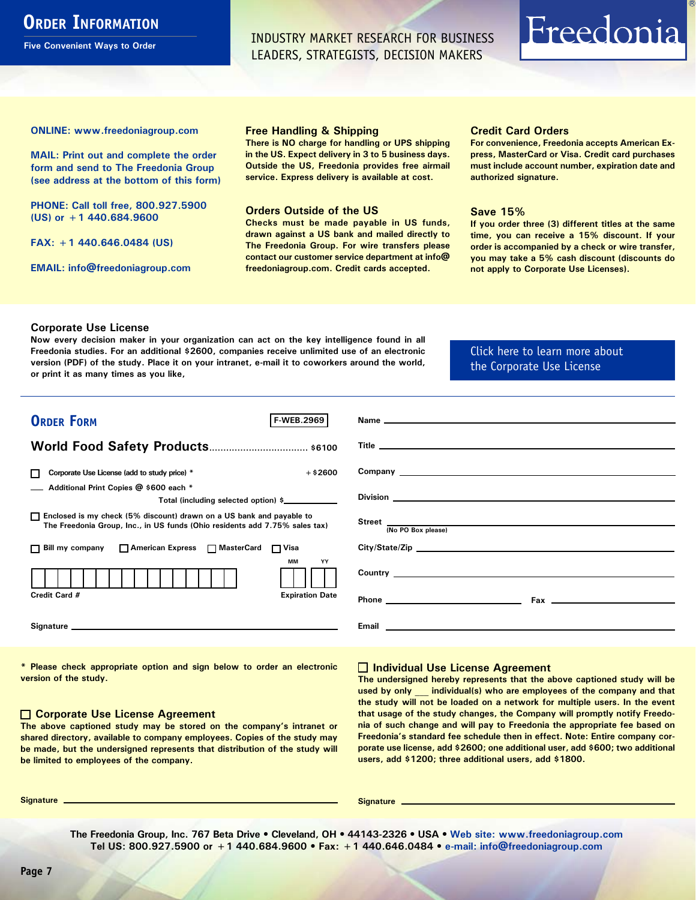# Order Information

Five Convenient Ways to Order

INDUSTRY MARKET RESEARCH FOR BUSINESS LEADERS, STRATEGISTS, DECISION MAKERS

Freedonia®

**ONLINE: www.freedoniagroup.com**

**MAIL: Print out and complete the order form and send to The Freedonia Group (see address at the bottom of this form)**

**PHONE: Call toll free, 800.927.5900 (US) or +1 440.684.9600**

**FAX: +1 440.646.0484 (US)**

**EMAIL: info@freedoniagroup.com**

### Free Handling & Shipping

There is NO charge for handling or UPS shipping in the US. Expect delivery in 3 to 5 business days. Outside the US, Freedonia provides free airmail service. Express delivery is available at cost.

### Orders Outside of the US

Checks must be made payable in US funds, drawn against a US bank and mailed directly to The Freedonia Group. For wire transfers please contact our customer service department at info@freedoniagroup.com. Credit cards accepted.

### Credit Card Orders

For convenience, Freedonia accepts American Express, MasterCard or Visa. Credit card purchases must include account number, expiration date and authorized signature.

### Save 15%

If you order three (3) different titles at the same time, you can receive a 15% discount. If your order is accompanied by a check or wire transfer, you may take a 5% cash discount (discounts do not apply to Corporate Use Licenses).

### Corporate Use License

Now every decision maker in your organization can act on the key intelligence found in all Freedonia studies. For an additional $2600, companies receive unlimited use of an electronic version (PDF) of the study. Place it on your intranet, e-mail it to coworkers around the world, or print it as many times as you like,

Click here to learn more about the Corporate Use License

## Order Form

F-WEB.2969

**World Food Safety Products** .................................. $6100

☐ Corporate Use License (add to study price) * +$2600

___ Additional Print Copies @ $600 each *

Total (including selected option) $________

☐ Enclosed is my check (5% discount) drawn on a US bank and payable to The Freedonia Group, Inc., in US funds (Ohio residents add 7.75% sales tax)

☐ Bill my company ☐ American Express ☐ MasterCard ☐ Visa

Credit Card # ________________ Expiration Date MM / YY

Signature ________________

Name ________________

Title ________________

Company ________________

Division ________________

Street ________________ (No PO Box please)

City/State/Zip ________________

Country ________________

Phone ________________ Fax ________________

Email ________________

\* Please check appropriate option and sign below to order an electronic version of the study.

### ☐ Corporate Use License Agreement

The above captioned study may be stored on the company's intranet or shared directory, available to company employees. Copies of the study may be made, but the undersigned represents that distribution of the study will be limited to employees of the company.

Signature ________________

### ☐ Individual Use License Agreement

The undersigned hereby represents that the above captioned study will be used by only ___ individual(s) who are employees of the company and that the study will not be loaded on a network for multiple users. In the event that usage of the study changes, the Company will promptly notify Freedonia of such change and will pay to Freedonia the appropriate fee based on Freedonia's standard fee schedule then in effect. Note: Entire company corporate use license, add $2600; one additional user, add $600; two additional users, add $1200; three additional users, add $1800.

Signature ________________

The Freedonia Group, Inc. 767 Beta Drive • Cleveland, OH • 44143-2326 • USA • Web site: www.freedoniagroup.com
Tel US: 800.927.5900 or +1 440.684.9600 • Fax: +1 440.646.0484 • e-mail: info@freedoniagroup.com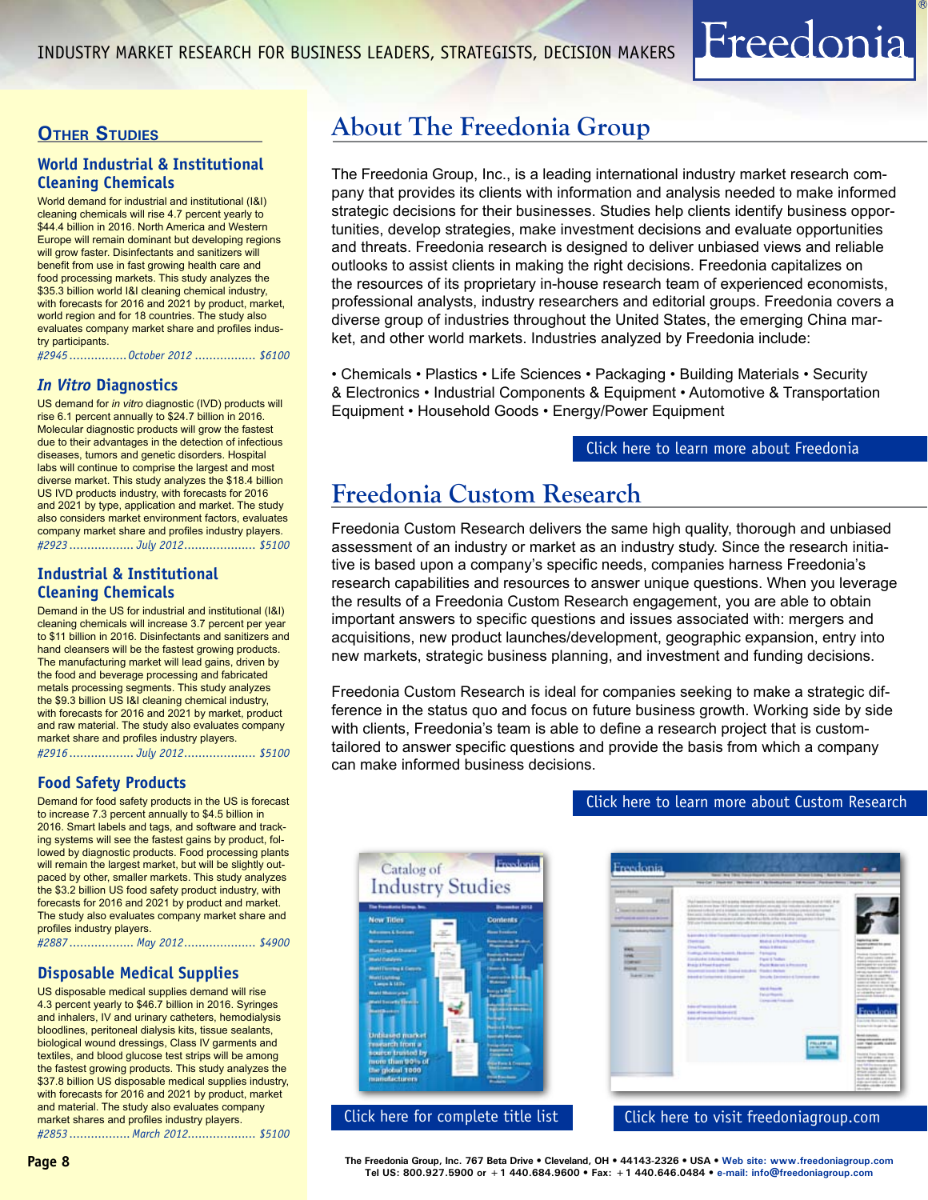## Other Studies

### World Industrial & Institutional Cleaning Chemicals

World demand for industrial and institutional (I&I) cleaning chemicals will rise 4.7 percent yearly to $44.4 billion in 2016. North America and Western Europe will remain dominant but developing regions will grow faster. Disinfectants and sanitizers will benefit from use in fast growing health care and food processing markets. This study analyzes the $35.3 billion world I&I cleaning chemical industry, with forecasts for 2016 and 2021 by product, market, world region and for 18 countries. The study also evaluates company market share and profiles industry participants.

*#2945 ................ October 2012 ................. $6100*

### *In Vitro* Diagnostics

US demand for *in vitro* diagnostic (IVD) products will rise 6.1 percent annually to $24.7 billion in 2016. Molecular diagnostic products will grow the fastest due to their advantages in the detection of infectious diseases, tumors and genetic disorders. Hospital labs will continue to comprise the largest and most diverse market. This study analyzes the $18.4 billion US IVD products industry, with forecasts for 2016 and 2021 by type, application and market. The study also considers market environment factors, evaluates company market share and profiles industry players.

*#2923 .................. July 2012.................... $5100*

### Industrial & Institutional Cleaning Chemicals

Demand in the US for industrial and institutional (I&I) cleaning chemicals will increase 3.7 percent per year to $11 billion in 2016. Disinfectants and sanitizers and hand cleansers will be the fastest growing products. The manufacturing market will lead gains, driven by the food and beverage processing and fabricated metals processing segments. This study analyzes the $9.3 billion US I&I cleaning chemical industry, with forecasts for 2016 and 2021 by market, product and raw material. The study also evaluates company market share and profiles industry players.

*#2916 .................. July 2012.................... $5100*

### Food Safety Products

Demand for food safety products in the US is forecast to increase 7.3 percent annually to $4.5 billion in 2016. Smart labels and tags, and software and tracking systems will see the fastest gains by product, followed by diagnostic products. Food processing plants will remain the largest market, but will be slightly outpaced by other, smaller markets. This study analyzes the $3.2 billion US food safety product industry, with forecasts for 2016 and 2021 by product and market. The study also evaluates company market share and profiles industry players.

*#2887 .................. May 2012.................... $4900*

### Disposable Medical Supplies

US disposable medical supplies demand will rise 4.3 percent yearly to $46.7 billion in 2016. Syringes and inhalers, IV and urinary catheters, hemodialysis bloodlines, peritoneal dialysis kits, tissue sealants, biological wound dressings, Class IV garments and textiles, and blood glucose test strips will be among the fastest growing products. This study analyzes the $37.8 billion US disposable medical supplies industry, with forecasts for 2016 and 2021 by product, market and material. The study also evaluates company market shares and profiles industry players.

*#2853 ................. March 2012................... $5100*

## About The Freedonia Group

The Freedonia Group, Inc., is a leading international industry market research company that provides its clients with information and analysis needed to make informed strategic decisions for their businesses. Studies help clients identify business opportunities, develop strategies, make investment decisions and evaluate opportunities and threats. Freedonia research is designed to deliver unbiased views and reliable outlooks to assist clients in making the right decisions. Freedonia capitalizes on the resources of its proprietary in-house research team of experienced economists, professional analysts, industry researchers and editorial groups. Freedonia covers a diverse group of industries throughout the United States, the emerging China market, and other world markets. Industries analyzed by Freedonia include:

• Chemicals • Plastics • Life Sciences • Packaging • Building Materials • Security & Electronics • Industrial Components & Equipment • Automotive & Transportation Equipment • Household Goods • Energy/Power Equipment

Click here to learn more about Freedonia

## Freedonia Custom Research

Freedonia Custom Research delivers the same high quality, thorough and unbiased assessment of an industry or market as an industry study. Since the research initiative is based upon a company's specific needs, companies harness Freedonia's research capabilities and resources to answer unique questions. When you leverage the results of a Freedonia Custom Research engagement, you are able to obtain important answers to specific questions and issues associated with: mergers and acquisitions, new product launches/development, geographic expansion, entry into new markets, strategic business planning, and investment and funding decisions.

Freedonia Custom Research is ideal for companies seeking to make a strategic difference in the status quo and focus on future business growth. Working side by side with clients, Freedonia's team is able to define a research project that is custom-tailored to answer specific questions and provide the basis from which a company can make informed business decisions.

Click here to learn more about Custom Research

Click here for complete title list

Click here to visit freedoniagroup.com

**The Freedonia Group, Inc. 767 Beta Drive • Cleveland, OH • 44143-2326 • USA • Web site: www.freedoniagroup.com**
**Tel US: 800.927.5900 or +1 440.684.9600 • Fax: +1 440.646.0484 • e-mail: info@freedoniagroup.com**